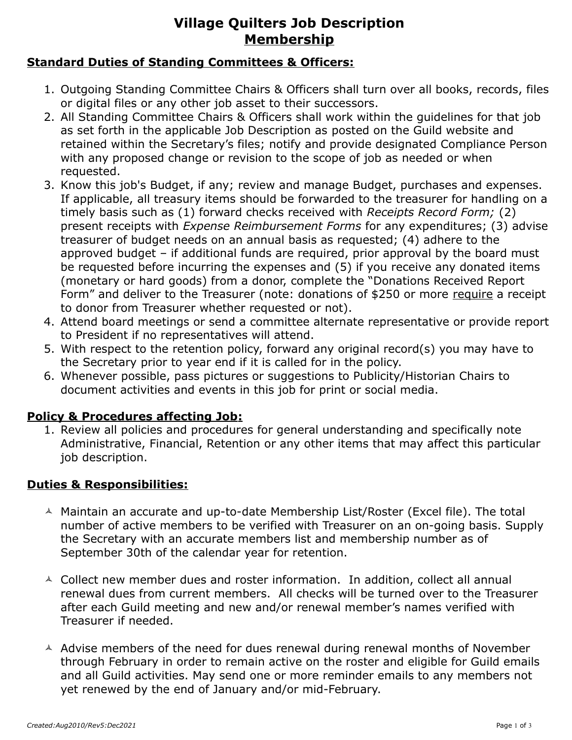# Village Quilters Job Description
## Membership

### Standard Duties of Standing Committees & Officers:

1. Outgoing Standing Committee Chairs & Officers shall turn over all books, records, files or digital files or any other job asset to their successors.
2. All Standing Committee Chairs & Officers shall work within the guidelines for that job as set forth in the applicable Job Description as posted on the Guild website and retained within the Secretary's files; notify and provide designated Compliance Person with any proposed change or revision to the scope of job as needed or when requested.
3. Know this job's Budget, if any; review and manage Budget, purchases and expenses. If applicable, all treasury items should be forwarded to the treasurer for handling on a timely basis such as (1) forward checks received with *Receipts Record Form;* (2) present receipts with *Expense Reimbursement Forms* for any expenditures; (3) advise treasurer of budget needs on an annual basis as requested; (4) adhere to the approved budget – if additional funds are required, prior approval by the board must be requested before incurring the expenses and (5) if you receive any donated items (monetary or hard goods) from a donor, complete the "Donations Received Report Form" and deliver to the Treasurer (note: donations of $250 or more <u>require</u> a receipt to donor from Treasurer whether requested or not).
4. Attend board meetings or send a committee alternate representative or provide report to President if no representatives will attend.
5. With respect to the retention policy, forward any original record(s) you may have to the Secretary prior to year end if it is called for in the policy.
6. Whenever possible, pass pictures or suggestions to Publicity/Historian Chairs to document activities and events in this job for print or social media.

### Policy & Procedures affecting Job:

1. Review all policies and procedures for general understanding and specifically note Administrative, Financial, Retention or any other items that may affect this particular job description.

### Duties & Responsibilities:

- Maintain an accurate and up-to-date Membership List/Roster (Excel file). The total number of active members to be verified with Treasurer on an on-going basis. Supply the Secretary with an accurate members list and membership number as of September 30th of the calendar year for retention.

- Collect new member dues and roster information. In addition, collect all annual renewal dues from current members. All checks will be turned over to the Treasurer after each Guild meeting and new and/or renewal member's names verified with Treasurer if needed.

- Advise members of the need for dues renewal during renewal months of November through February in order to remain active on the roster and eligible for Guild emails and all Guild activities. May send one or more reminder emails to any members not yet renewed by the end of January and/or mid-February.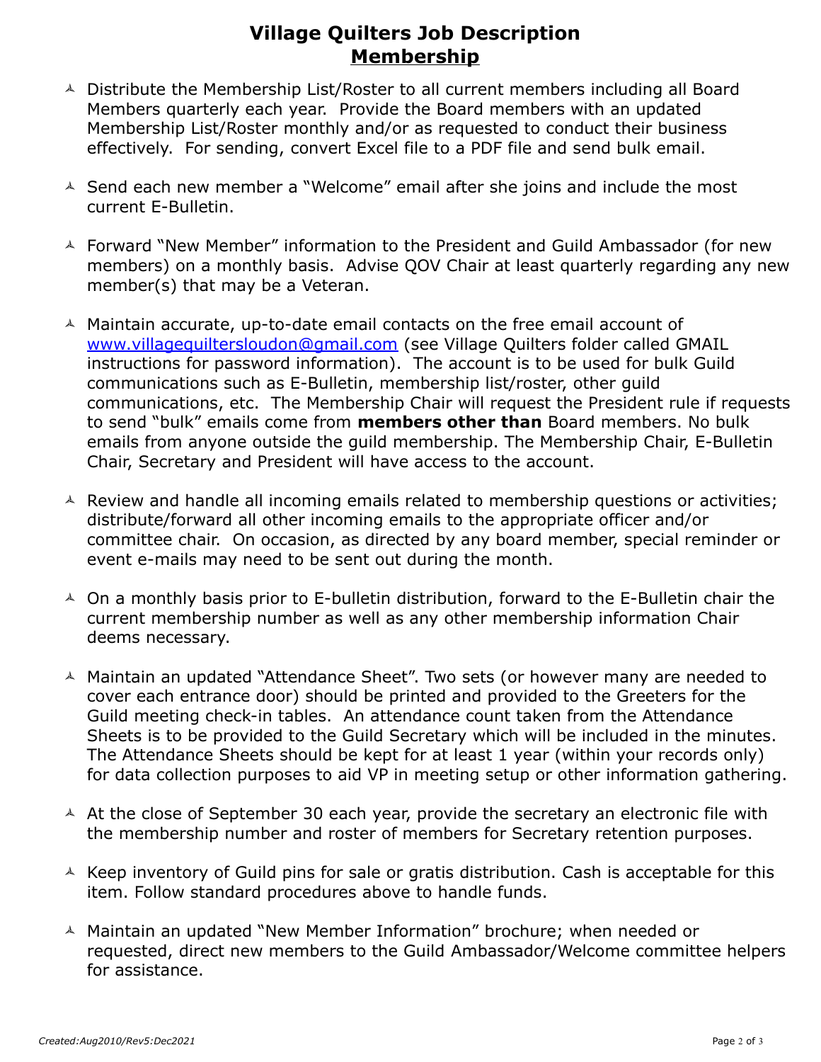# Village Quilters Job Description
## Membership

- Distribute the Membership List/Roster to all current members including all Board Members quarterly each year. Provide the Board members with an updated Membership List/Roster monthly and/or as requested to conduct their business effectively. For sending, convert Excel file to a PDF file and send bulk email.

- Send each new member a "Welcome" email after she joins and include the most current E-Bulletin.

- Forward "New Member" information to the President and Guild Ambassador (for new members) on a monthly basis. Advise QOV Chair at least quarterly regarding any new member(s) that may be a Veteran.

- Maintain accurate, up-to-date email contacts on the free email account of www.villagequiltersloudon@gmail.com (see Village Quilters folder called GMAIL instructions for password information). The account is to be used for bulk Guild communications such as E-Bulletin, membership list/roster, other guild communications, etc. The Membership Chair will request the President rule if requests to send "bulk" emails come from **members other than** Board members. No bulk emails from anyone outside the guild membership. The Membership Chair, E-Bulletin Chair, Secretary and President will have access to the account.

- Review and handle all incoming emails related to membership questions or activities; distribute/forward all other incoming emails to the appropriate officer and/or committee chair. On occasion, as directed by any board member, special reminder or event e-mails may need to be sent out during the month.

- On a monthly basis prior to E-bulletin distribution, forward to the E-Bulletin chair the current membership number as well as any other membership information Chair deems necessary.

- Maintain an updated "Attendance Sheet". Two sets (or however many are needed to cover each entrance door) should be printed and provided to the Greeters for the Guild meeting check-in tables. An attendance count taken from the Attendance Sheets is to be provided to the Guild Secretary which will be included in the minutes. The Attendance Sheets should be kept for at least 1 year (within your records only) for data collection purposes to aid VP in meeting setup or other information gathering.

- At the close of September 30 each year, provide the secretary an electronic file with the membership number and roster of members for Secretary retention purposes.

- Keep inventory of Guild pins for sale or gratis distribution. Cash is acceptable for this item. Follow standard procedures above to handle funds.

- Maintain an updated "New Member Information" brochure; when needed or requested, direct new members to the Guild Ambassador/Welcome committee helpers for assistance.

*Created:Aug2010/Rev5:Dec2021*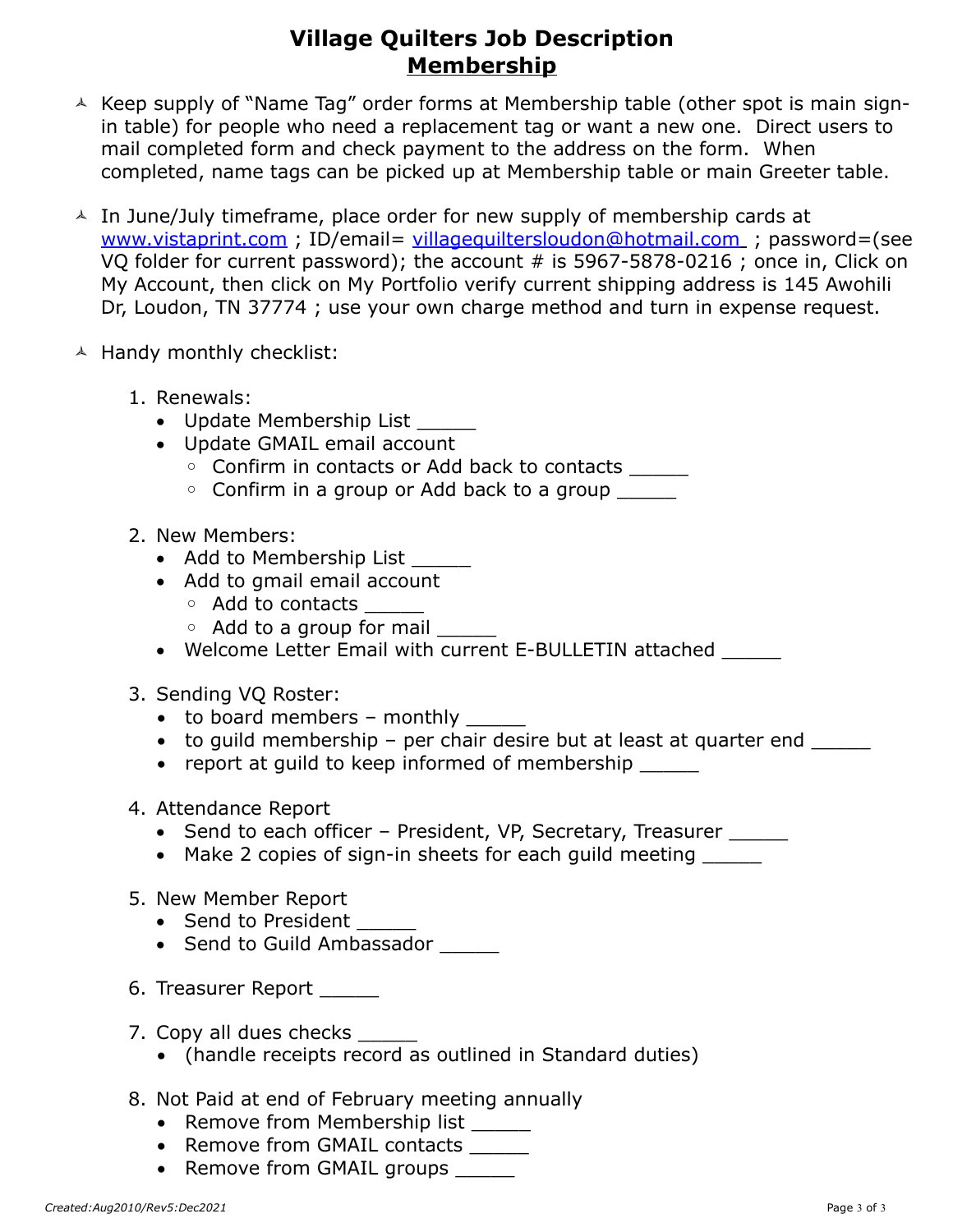# Village Quilters Job Description

## Membership

- Keep supply of "Name Tag" order forms at Membership table (other spot is main sign-in table) for people who need a replacement tag or want a new one. Direct users to mail completed form and check payment to the address on the form. When completed, name tags can be picked up at Membership table or main Greeter table.

- In June/July timeframe, place order for new supply of membership cards at www.vistaprint.com ; ID/email= villagequiltersloudon@hotmail.com ; password=(see VQ folder for current password); the account # is 5967-5878-0216 ; once in, Click on My Account, then click on My Portfolio verify current shipping address is 145 Awohili Dr, Loudon, TN 37774 ; use your own charge method and turn in expense request.

- Handy monthly checklist:

  1. Renewals:
     - Update Membership List _____
     - Update GMAIL email account
       - Confirm in contacts or Add back to contacts _____
       - Confirm in a group or Add back to a group _____
  2. New Members:
     - Add to Membership List _____
     - Add to gmail email account
       - Add to contacts _____
       - Add to a group for mail _____
     - Welcome Letter Email with current E-BULLETIN attached _____
  3. Sending VQ Roster:
     - to board members – monthly _____
     - to guild membership – per chair desire but at least at quarter end _____
     - report at guild to keep informed of membership _____
  4. Attendance Report
     - Send to each officer – President, VP, Secretary, Treasurer _____
     - Make 2 copies of sign-in sheets for each guild meeting _____
  5. New Member Report
     - Send to President _____
     - Send to Guild Ambassador _____
  6. Treasurer Report _____
  7. Copy all dues checks _____
     - (handle receipts record as outlined in Standard duties)
  8. Not Paid at end of February meeting annually
     - Remove from Membership list _____
     - Remove from GMAIL contacts _____
     - Remove from GMAIL groups _____

*Created:Aug2010/Rev5:Dec2021*